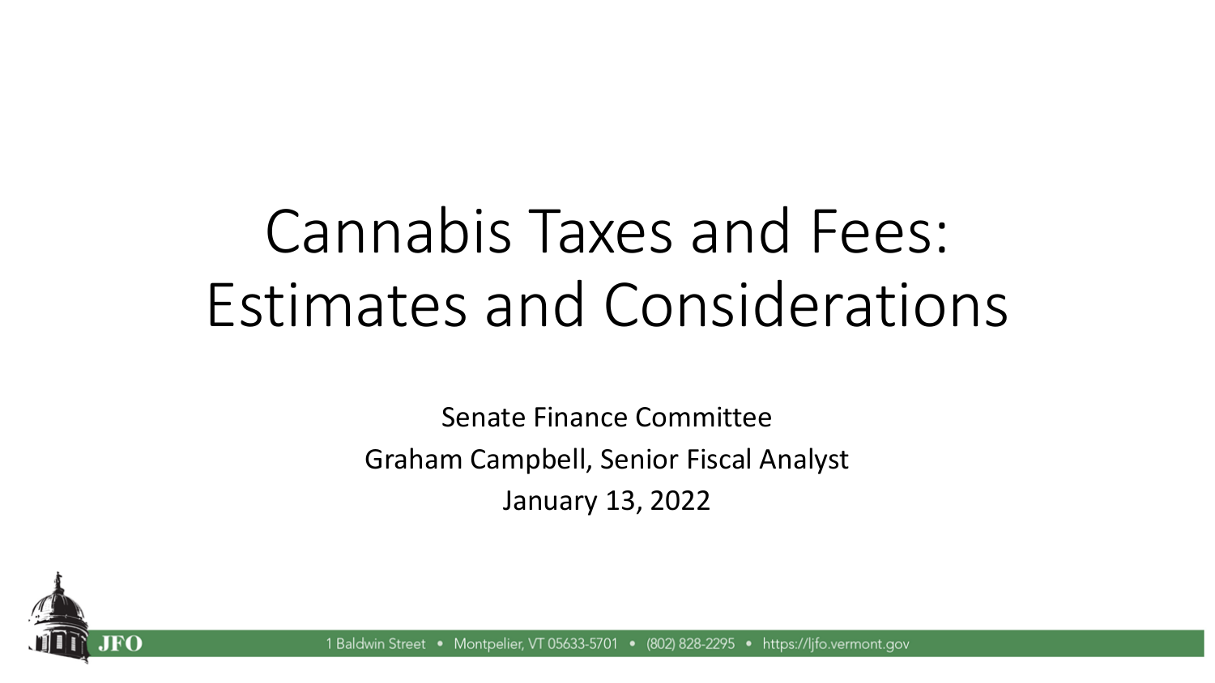# Cannabis Taxes and Fees: Estimates and Considerations

Senate Finance Committee

Graham Campbell, Senior Fiscal Analyst

January 13, 2022

JFO

1 Baldwin Street • Montpelier, VT 05633-5701 • (802) 828-2295 • https://ljfo.vermont.gov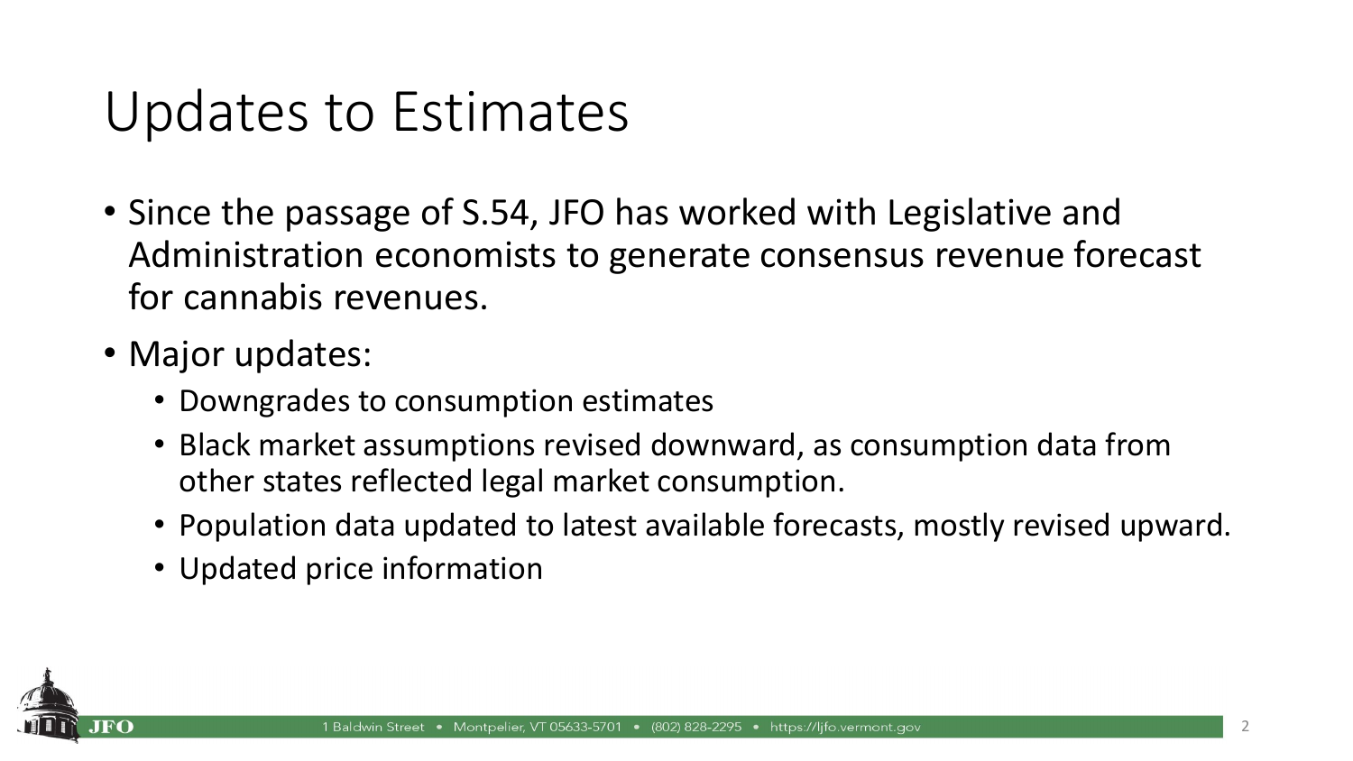# Updates to Estimates

- Since the passage of S.54, JFO has worked with Legislative and Administration economists to generate consensus revenue forecast for cannabis revenues.
- Major updates:
  - Downgrades to consumption estimates
  - Black market assumptions revised downward, as consumption data from other states reflected legal market consumption.
  - Population data updated to latest available forecasts, mostly revised upward.
  - Updated price information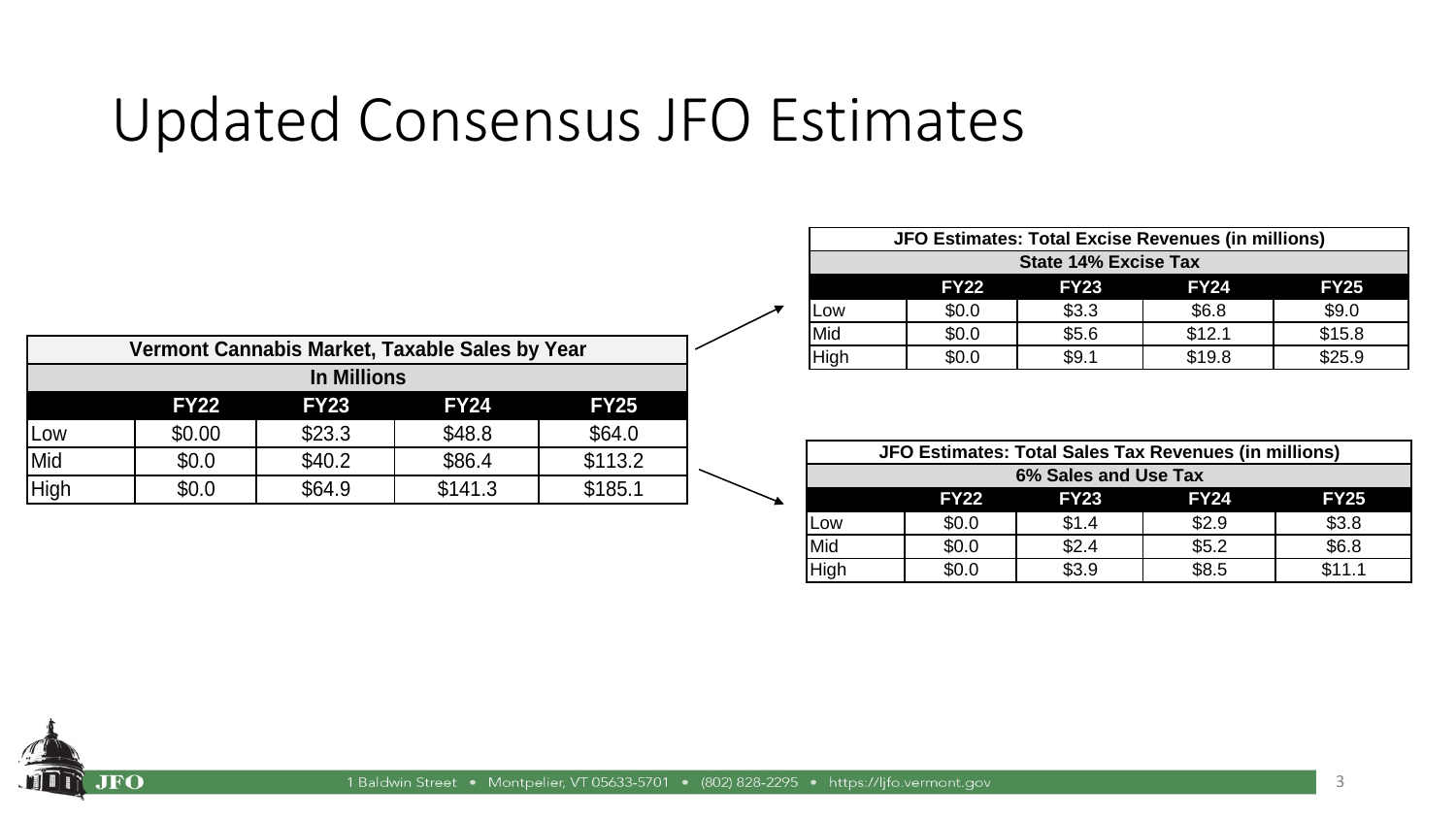# Updated Consensus JFO Estimates

| Vermont Cannabis Market, Taxable Sales by Year | | | | |
|---|---|---|---|---|
| In Millions | | | | |
| | FY22 | FY23 | FY24 | FY25 |
| Low | $0.00 | $23.3 | $48.8 | $64.0 |
| Mid | $0.0 | $40.2 | $86.4 | $113.2 |
| High | $0.0 | $64.9 | $141.3 | $185.1 |

| JFO Estimates: Total Excise Revenues (in millions) | | | | |
|---|---|---|---|---|
| State 14% Excise Tax | | | | |
| | FY22 | FY23 | FY24 | FY25 |
| Low | $0.0 | $3.3 | $6.8 | $9.0 |
| Mid | $0.0 | $5.6 | $12.1 | $15.8 |
| High | $0.0 | $9.1 | $19.8 | $25.9 |

| JFO Estimates: Total Sales Tax Revenues (in millions) | | | | |
|---|---|---|---|---|
| 6% Sales and Use Tax | | | | |
| | FY22 | FY23 | FY24 | FY25 |
| Low | $0.0 | $1.4 | $2.9 | $3.8 |
| Mid | $0.0 | $2.4 | $5.2 | $6.8 |
| High | $0.0 | $3.9 | $8.5 | $11.1 |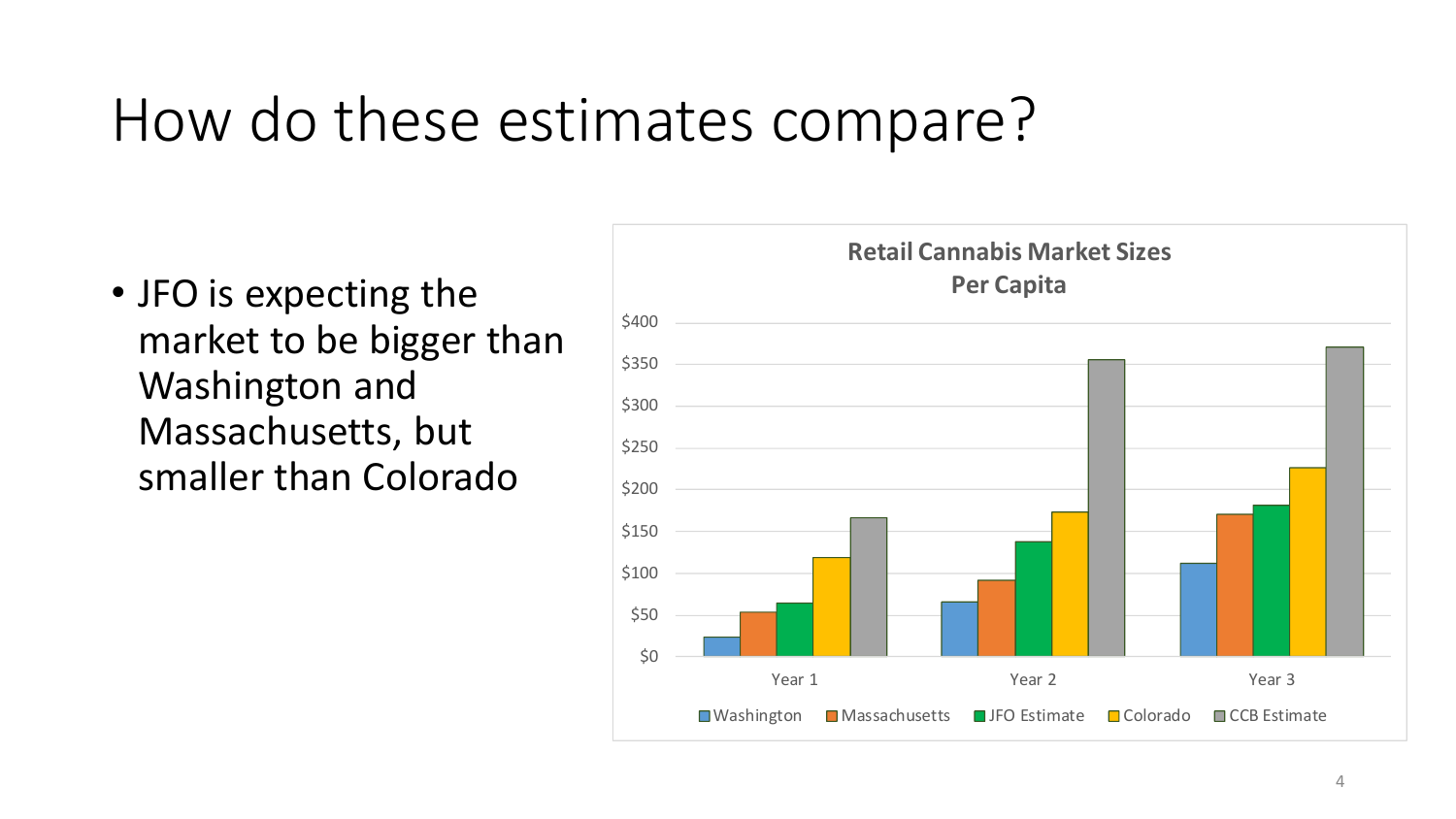# How do these estimates compare?

- JFO is expecting the market to be bigger than Washington and Massachusetts, but smaller than Colorado

**Retail Cannabis Market Sizes Per Capita**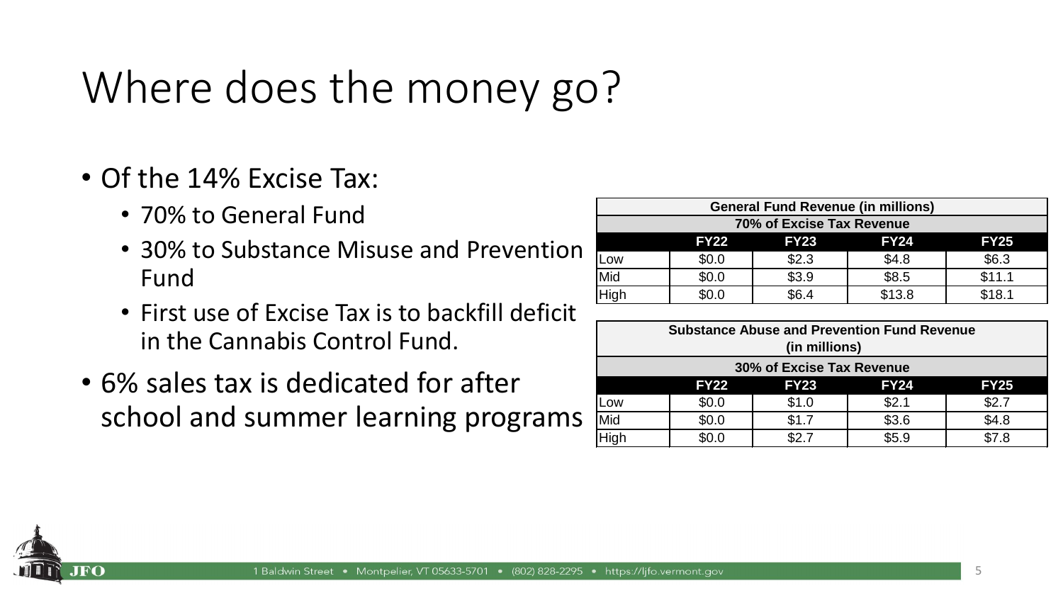# Where does the money go?

- Of the 14% Excise Tax:
  - 70% to General Fund
  - 30% to Substance Misuse and Prevention Fund
  - First use of Excise Tax is to backfill deficit in the Cannabis Control Fund.
- 6% sales tax is dedicated for after school and summer learning programs

| General Fund Revenue (in millions) | | | | |
|---|---|---|---|---|
| 70% of Excise Tax Revenue | | | | |
| | FY22 | FY23 | FY24 | FY25 |
| Low | $0.0 | $2.3 | $4.8 | $6.3 |
| Mid | $0.0 | $3.9 | $8.5 | $11.1 |
| High | $0.0 | $6.4 | $13.8 | $18.1 |

| Substance Abuse and Prevention Fund Revenue (in millions) | | | | |
|---|---|---|---|---|
| 30% of Excise Tax Revenue | | | | |
| | FY22 | FY23 | FY24 | FY25 |
| Low | $0.0 | $1.0 | $2.1 | $2.7 |
| Mid | $0.0 | $1.7 | $3.6 | $4.8 |
| High | $0.0 | $2.7 | $5.9 | $7.8 |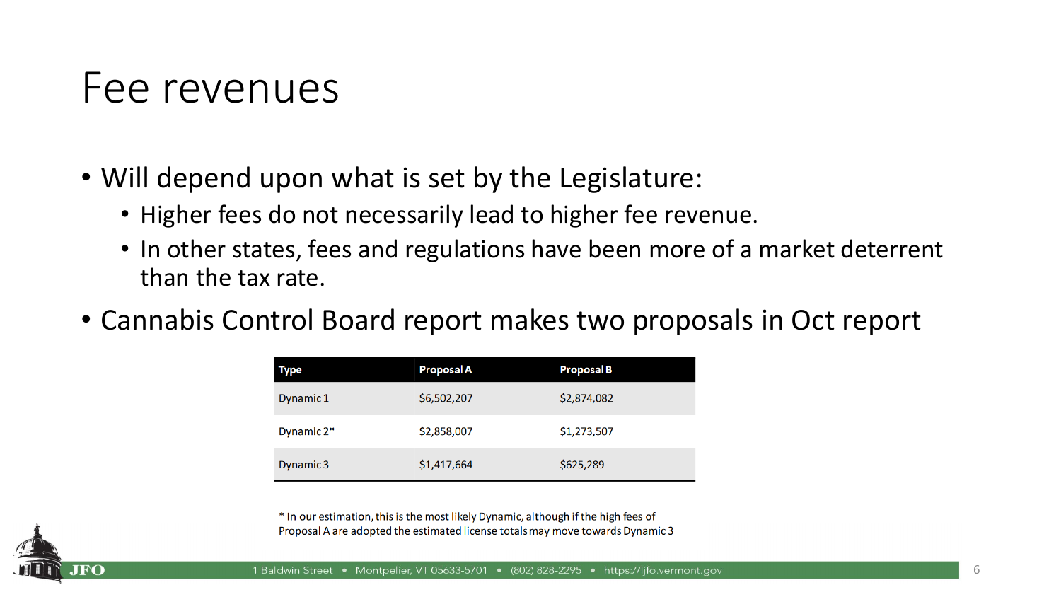# Fee revenues

- Will depend upon what is set by the Legislature:
  - Higher fees do not necessarily lead to higher fee revenue.
  - In other states, fees and regulations have been more of a market deterrent than the tax rate.
- Cannabis Control Board report makes two proposals in Oct report

| Type | Proposal A | Proposal B |
|---|---|---|
| Dynamic 1 | $6,502,207 | $2,874,082 |
| Dynamic 2* | $2,858,007 | $1,273,507 |
| Dynamic 3 | $1,417,664 | $625,289 |

* In our estimation, this is the most likely Dynamic, although if the high fees of Proposal A are adopted the estimated license totals may move towards Dynamic 3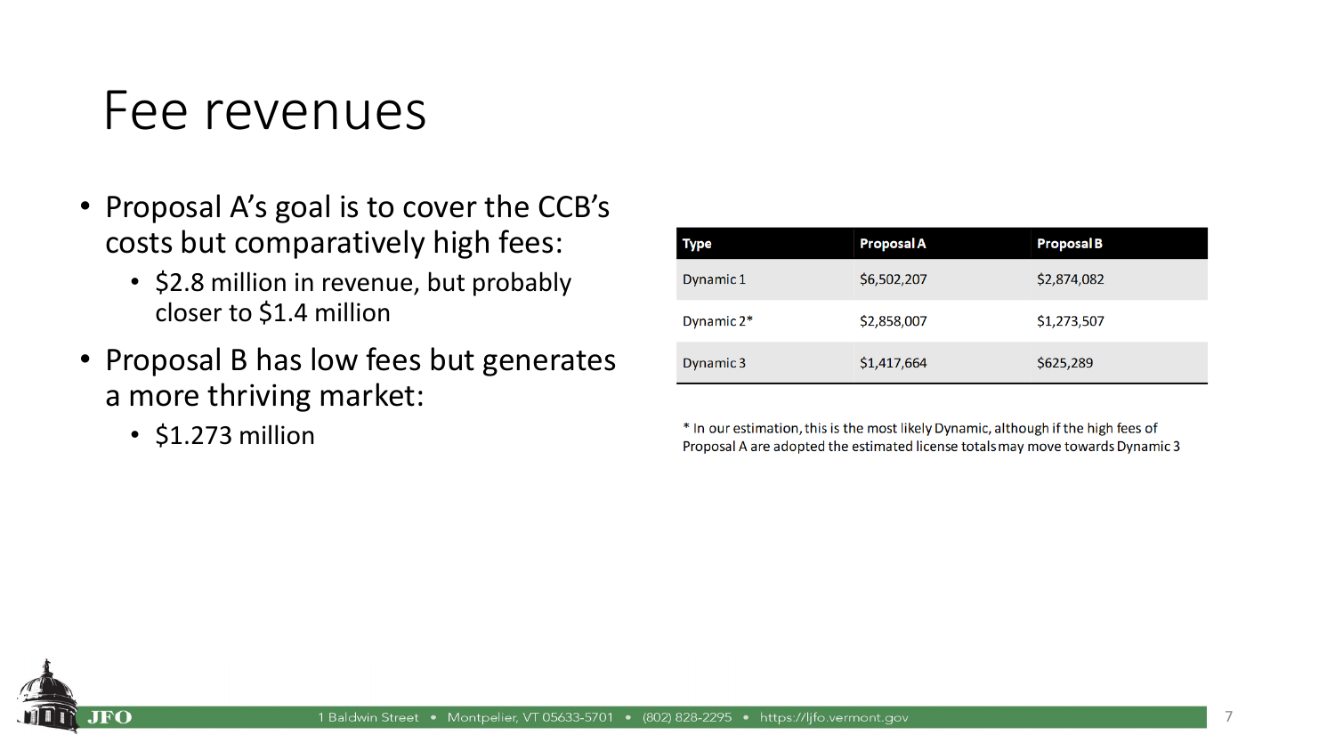# Fee revenues

- Proposal A's goal is to cover the CCB's costs but comparatively high fees:
  - $2.8 million in revenue, but probably closer to $1.4 million
- Proposal B has low fees but generates a more thriving market:
  - $1.273 million

| Type | Proposal A | Proposal B |
|---|---|---|
| Dynamic 1 | $6,502,207 | $2,874,082 |
| Dynamic 2* | $2,858,007 | $1,273,507 |
| Dynamic 3 | $1,417,664 | $625,289 |

* In our estimation, this is the most likely Dynamic, although if the high fees of Proposal A are adopted the estimated license totals may move towards Dynamic 3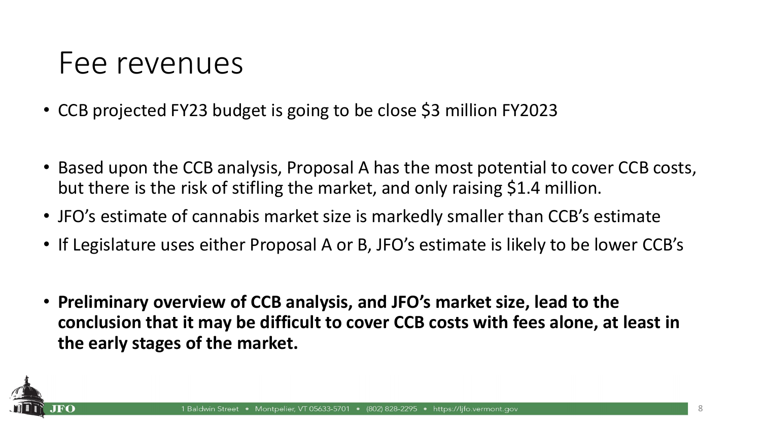# Fee revenues

- CCB projected FY23 budget is going to be close $3 million FY2023

- Based upon the CCB analysis, Proposal A has the most potential to cover CCB costs, but there is the risk of stifling the market, and only raising $1.4 million.
- JFO's estimate of cannabis market size is markedly smaller than CCB's estimate
- If Legislature uses either Proposal A or B, JFO's estimate is likely to be lower CCB's

- **Preliminary overview of CCB analysis, and JFO's market size, lead to the conclusion that it may be difficult to cover CCB costs with fees alone, at least in the early stages of the market.**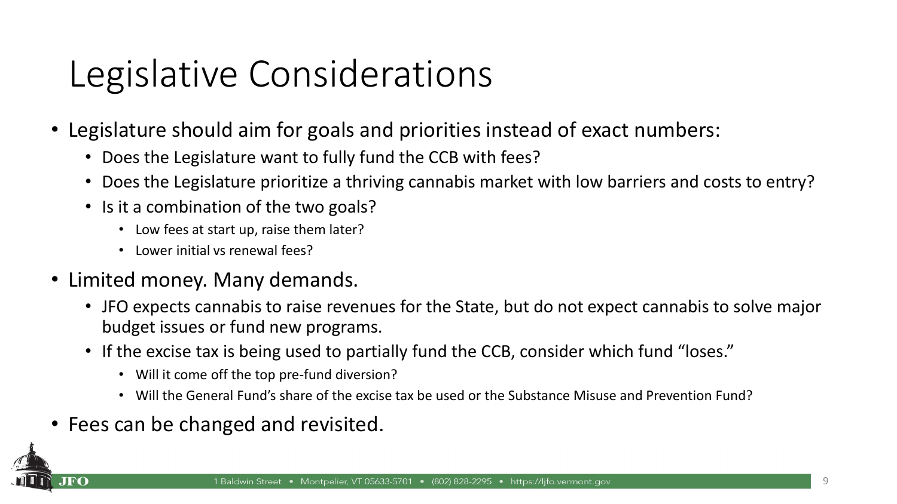# Legislative Considerations

- Legislature should aim for goals and priorities instead of exact numbers:
  - Does the Legislature want to fully fund the CCB with fees?
  - Does the Legislature prioritize a thriving cannabis market with low barriers and costs to entry?
  - Is it a combination of the two goals?
    - Low fees at start up, raise them later?
    - Lower initial vs renewal fees?
- Limited money. Many demands.
  - JFO expects cannabis to raise revenues for the State, but do not expect cannabis to solve major budget issues or fund new programs.
  - If the excise tax is being used to partially fund the CCB, consider which fund "loses."
    - Will it come off the top pre-fund diversion?
    - Will the General Fund's share of the excise tax be used or the Substance Misuse and Prevention Fund?
- Fees can be changed and revisited.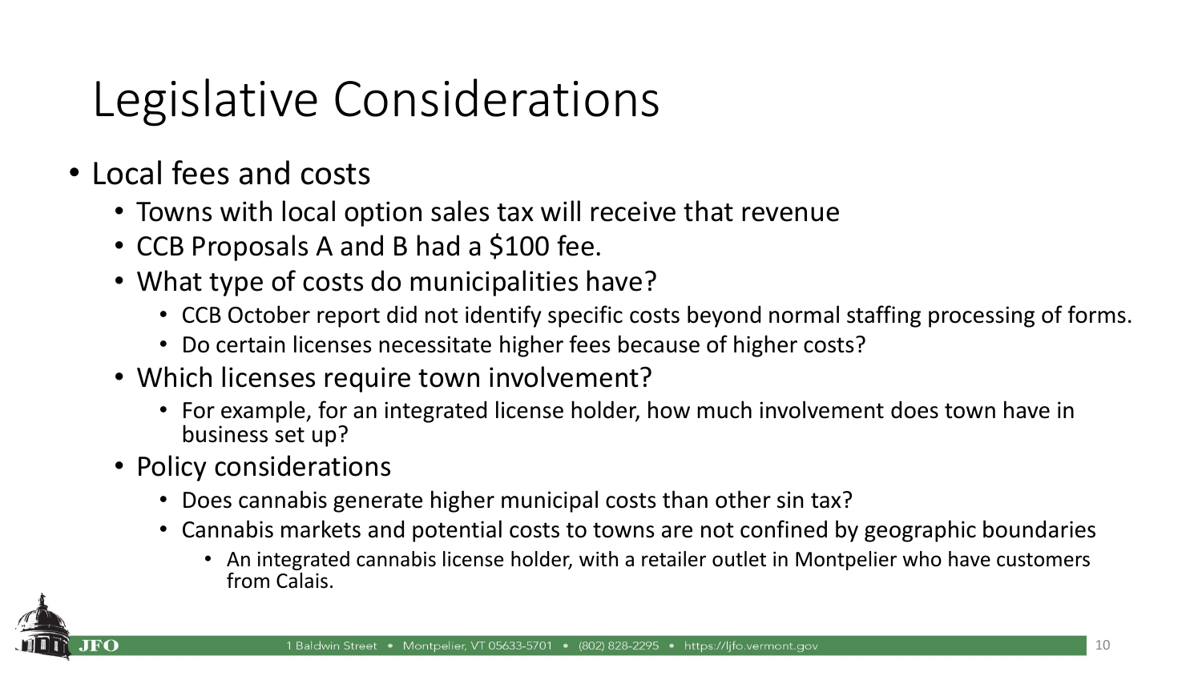# Legislative Considerations

- Local fees and costs
  - Towns with local option sales tax will receive that revenue
  - CCB Proposals A and B had a $100 fee.
  - What type of costs do municipalities have?
    - CCB October report did not identify specific costs beyond normal staffing processing of forms.
    - Do certain licenses necessitate higher fees because of higher costs?
  - Which licenses require town involvement?
    - For example, for an integrated license holder, how much involvement does town have in business set up?
  - Policy considerations
    - Does cannabis generate higher municipal costs than other sin tax?
    - Cannabis markets and potential costs to towns are not confined by geographic boundaries
      - An integrated cannabis license holder, with a retailer outlet in Montpelier who have customers from Calais.